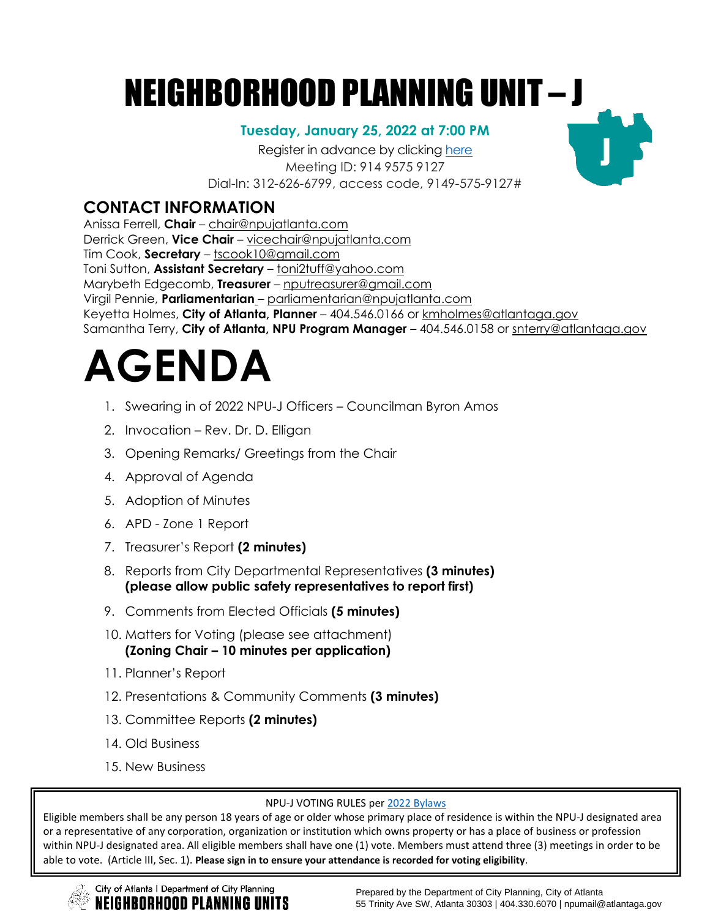# NEIGHBORHOOD PLANNING UNIT – J

**Tuesday, January 25, 2022 at 7:00 PM**

Register in advance by clicking here
Meeting ID: 914 9575 9127
Dial-In: 312-626-6799, access code, 9149-575-9127#

## CONTACT INFORMATION

Anissa Ferrell, **Chair** – chair@npujatlanta.com
Derrick Green, **Vice Chair** – vicechair@npujatlanta.com
Tim Cook, **Secretary** – tscook10@gmail.com
Toni Sutton, **Assistant Secretary** – toni2tuff@yahoo.com
Marybeth Edgecomb, **Treasurer** – nputreasurer@gmail.com
Virgil Pennie, **Parliamentarian** – parliamentarian@npujatlanta.com
Keyetta Holmes, **City of Atlanta, Planner** – 404.546.0166 or kmholmes@atlantaga.gov
Samantha Terry, **City of Atlanta, NPU Program Manager** – 404.546.0158 or snterry@atlantaga.gov

# AGENDA

1. Swearing in of 2022 NPU-J Officers – Councilman Byron Amos
2. Invocation – Rev. Dr. D. Elligan
3. Opening Remarks/ Greetings from the Chair
4. Approval of Agenda
5. Adoption of Minutes
6. APD - Zone 1 Report
7. Treasurer's Report **(2 minutes)**
8. Reports from City Departmental Representatives **(3 minutes)** **(please allow public safety representatives to report first)**
9. Comments from Elected Officials **(5 minutes)**
10. Matters for Voting (please see attachment) **(Zoning Chair – 10 minutes per application)**
11. Planner's Report
12. Presentations & Community Comments **(3 minutes)**
13. Committee Reports **(2 minutes)**
14. Old Business
15. New Business

NPU-J VOTING RULES per 2022 Bylaws

Eligible members shall be any person 18 years of age or older whose primary place of residence is within the NPU-J designated area or a representative of any corporation, organization or institution which owns property or has a place of business or profession within NPU-J designated area. All eligible members shall have one (1) vote. Members must attend three (3) meetings in order to be able to vote. (Article III, Sec. 1). **Please sign in to ensure your attendance is recorded for voting eligibility**.

City of Atlanta | Department of City Planning
NEIGHBORHOOD PLANNING UNITS

Prepared by the Department of City Planning, City of Atlanta
55 Trinity Ave SW, Atlanta 30303 | 404.330.6070 | npumail@atlantaga.gov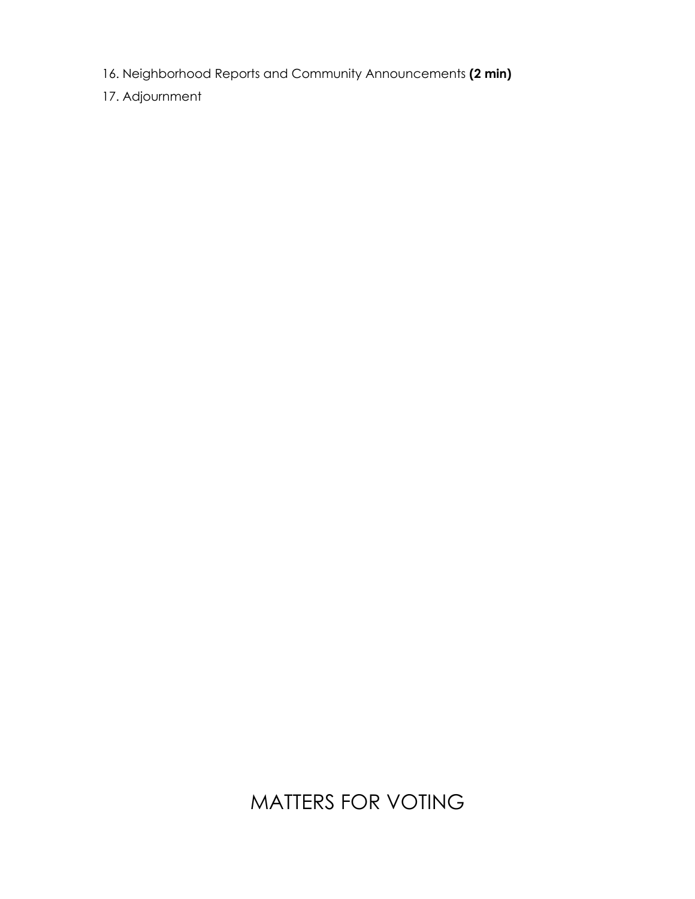16. Neighborhood Reports and Community Announcements **(2 min)**
17. Adjournment

# MATTERS FOR VOTING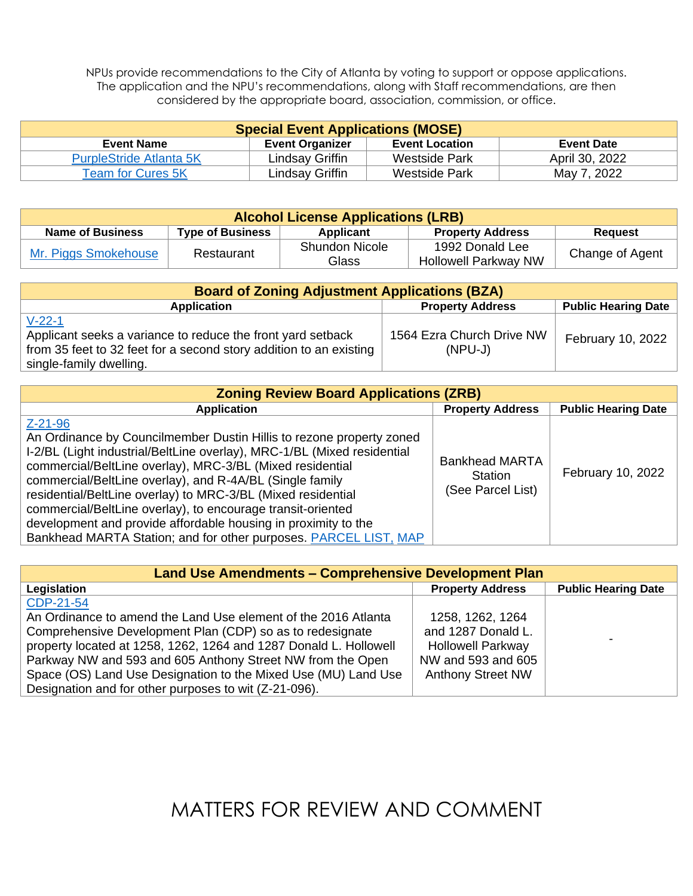NPUs provide recommendations to the City of Atlanta by voting to support or oppose applications. The application and the NPU's recommendations, along with Staff recommendations, are then considered by the appropriate board, association, commission, or office.

| Special Event Applications (MOSE) | | | |
|---|---|---|---|
| **Event Name** | **Event Organizer** | **Event Location** | **Event Date** |
| PurpleStride Atlanta 5K | Lindsay Griffin | Westside Park | April 30, 2022 |
| Team for Cures 5K | Lindsay Griffin | Westside Park | May 7, 2022 |

| Alcohol License Applications (LRB) | | | | |
|---|---|---|---|---|
| **Name of Business** | **Type of Business** | **Applicant** | **Property Address** | **Request** |
| Mr. Piggs Smokehouse | Restaurant | Shundon Nicole Glass | 1992 Donald Lee Hollowell Parkway NW | Change of Agent |

| Board of Zoning Adjustment Applications (BZA) | | |
|---|---|---|
| **Application** | **Property Address** | **Public Hearing Date** |
| V-22-1<br>Applicant seeks a variance to reduce the front yard setback from 35 feet to 32 feet for a second story addition to an existing single-family dwelling. | 1564 Ezra Church Drive NW (NPU-J) | February 10, 2022 |

| Zoning Review Board Applications (ZRB) | | |
|---|---|---|
| **Application** | **Property Address** | **Public Hearing Date** |
| Z-21-96<br>An Ordinance by Councilmember Dustin Hillis to rezone property zoned I-2/BL (Light industrial/BeltLine overlay), MRC-1/BL (Mixed residential commercial/BeltLine overlay), MRC-3/BL (Mixed residential commercial/BeltLine overlay), and R-4A/BL (Single family residential/BeltLine overlay) to MRC-3/BL (Mixed residential commercial/BeltLine overlay), to encourage transit-oriented development and provide affordable housing in proximity to the Bankhead MARTA Station; and for other purposes. PARCEL LIST, MAP | Bankhead MARTA Station (See Parcel List) | February 10, 2022 |

| Land Use Amendments – Comprehensive Development Plan | | |
|---|---|---|
| **Legislation** | **Property Address** | **Public Hearing Date** |
| CDP-21-54<br>An Ordinance to amend the Land Use element of the 2016 Atlanta Comprehensive Development Plan (CDP) so as to redesignate property located at 1258, 1262, 1264 and 1287 Donald L. Hollowell Parkway NW and 593 and 605 Anthony Street NW from the Open Space (OS) Land Use Designation to the Mixed Use (MU) Land Use Designation and for other purposes to wit (Z-21-096). | 1258, 1262, 1264 and 1287 Donald L. Hollowell Parkway NW and 593 and 605 Anthony Street NW | - |

# MATTERS FOR REVIEW AND COMMENT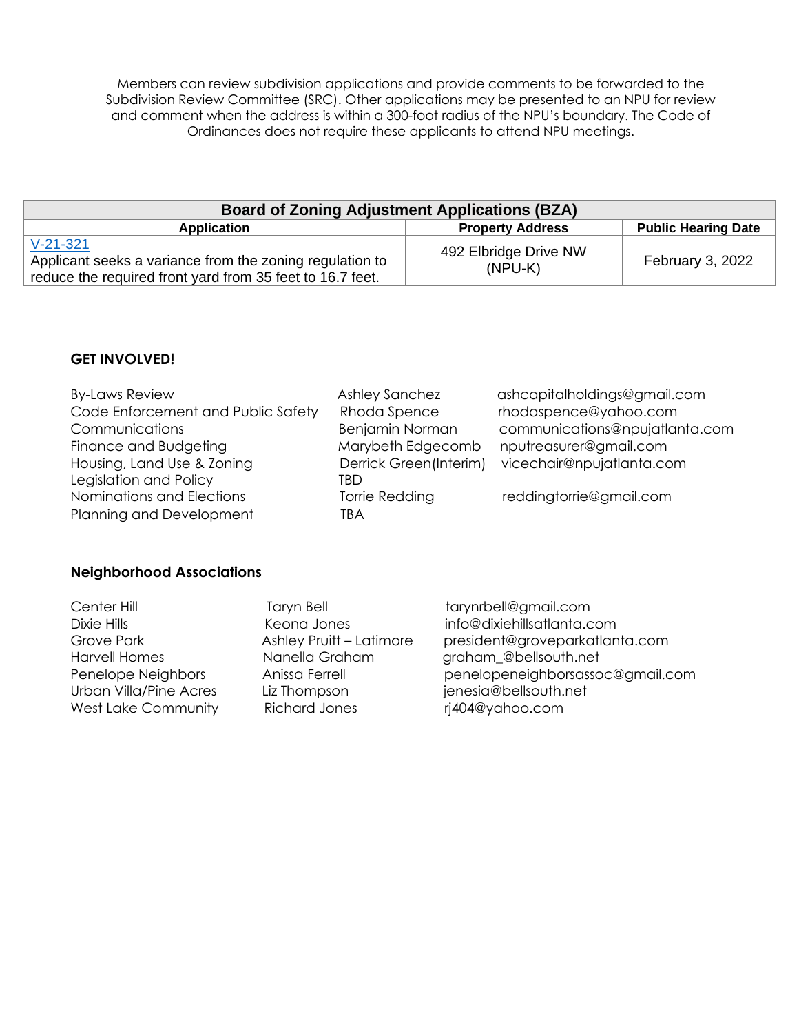Members can review subdivision applications and provide comments to be forwarded to the Subdivision Review Committee (SRC). Other applications may be presented to an NPU for review and comment when the address is within a 300-foot radius of the NPU's boundary. The Code of Ordinances does not require these applicants to attend NPU meetings.

| Board of Zoning Adjustment Applications (BZA) | | |
|---|---|---|
| **Application** | **Property Address** | **Public Hearing Date** |
| V-21-321<br>Applicant seeks a variance from the zoning regulation to reduce the required front yard from 35 feet to 16.7 feet. | 492 Elbridge Drive NW (NPU-K) | February 3, 2022 |

### GET INVOLVED!

| | | |
|---|---|---|
| By-Laws Review | Ashley Sanchez | ashcapitalholdings@gmail.com |
| Code Enforcement and Public Safety | Rhoda Spence | rhodaspence@yahoo.com |
| Communications | Benjamin Norman | communications@npujatlanta.com |
| Finance and Budgeting | Marybeth Edgecomb | nputreasurer@gmail.com |
| Housing, Land Use & Zoning | Derrick Green(Interim) | vicechair@npujatlanta.com |
| Legislation and Policy | TBD | |
| Nominations and Elections | Torrie Redding | reddingtorrie@gmail.com |
| Planning and Development | TBA | |

### Neighborhood Associations

| | | |
|---|---|---|
| Center Hill | Taryn Bell | tarynrbell@gmail.com |
| Dixie Hills | Keona Jones | info@dixiehillsatlanta.com |
| Grove Park | Ashley Pruitt – Latimore | president@groveparkatlanta.com |
| Harvell Homes | Nanella Graham | graham_@bellsouth.net |
| Penelope Neighbors | Anissa Ferrell | penelopeneighborsassoc@gmail.com |
| Urban Villa/Pine Acres | Liz Thompson | jenesia@bellsouth.net |
| West Lake Community | Richard Jones | rj404@yahoo.com |